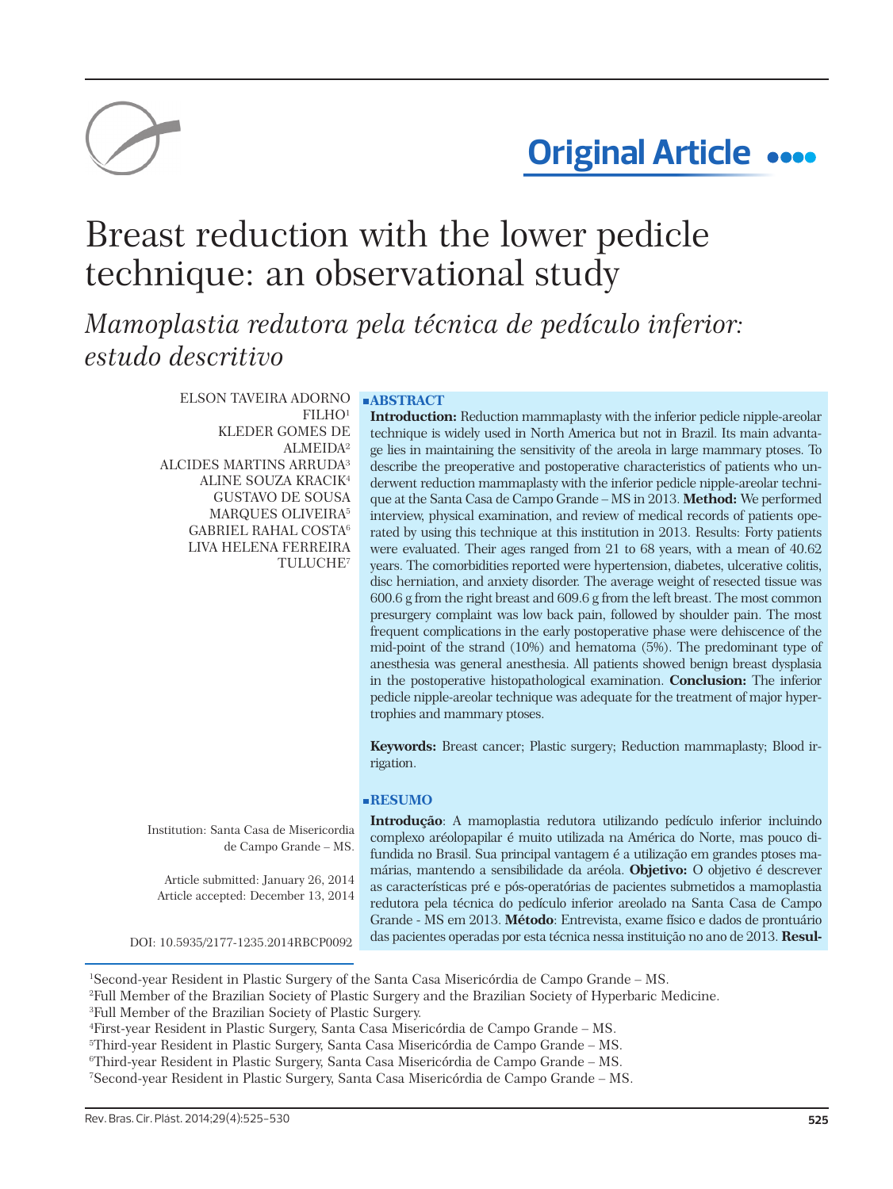Original Article

# Breast reduction with the lower pedicle technique: an observational study

## *Mamoplastia redutora pela técnica de pedículo inferior: estudo descritivo*

ELSON TAVEIRA ADORNO FILHO[1]
KLEDER GOMES DE ALMEIDA[2]
ALCIDES MARTINS ARRUDA[3]
ALINE SOUZA KRACIK[4]
GUSTAVO DE SOUSA MARQUES OLIVEIRA[5]
GABRIEL RAHAL COSTA[6]
LIVA HELENA FERREIRA TULUCHE[7]

Institution: Santa Casa de Misericordia de Campo Grande – MS.

Article submitted: January 26, 2014
Article accepted: December 13, 2014

DOI: 10.5935/2177-1235.2014RBCP0092

### ABSTRACT

**Introduction:** Reduction mammaplasty with the inferior pedicle nipple-areolar technique is widely used in North America but not in Brazil. Its main advantage lies in maintaining the sensitivity of the areola in large mammary ptoses. To describe the preoperative and postoperative characteristics of patients who underwent reduction mammaplasty with the inferior pedicle nipple-areolar technique at the Santa Casa de Campo Grande – MS in 2013. **Method:** We performed interview, physical examination, and review of medical records of patients operated by using this technique at this institution in 2013. Results: Forty patients were evaluated. Their ages ranged from 21 to 68 years, with a mean of 40.62 years. The comorbidities reported were hypertension, diabetes, ulcerative colitis, disc herniation, and anxiety disorder. The average weight of resected tissue was 600.6 g from the right breast and 609.6 g from the left breast. The most common presurgery complaint was low back pain, followed by shoulder pain. The most frequent complications in the early postoperative phase were dehiscence of the mid-point of the strand (10%) and hematoma (5%). The predominant type of anesthesia was general anesthesia. All patients showed benign breast dysplasia in the postoperative histopathological examination. **Conclusion:** The inferior pedicle nipple-areolar technique was adequate for the treatment of major hypertrophies and mammary ptoses.

**Keywords:** Breast cancer; Plastic surgery; Reduction mammaplasty; Blood irrigation.

### RESUMO

**Introdução**: A mamoplastia redutora utilizando pedículo inferior incluindo complexo aréolopapilar é muito utilizada na América do Norte, mas pouco difundida no Brasil. Sua principal vantagem é a utilização em grandes ptoses mamárias, mantendo a sensibilidade da aréola. **Objetivo:** O objetivo é descrever as características pré e pós-operatórias de pacientes submetidos a mamoplastia redutora pela técnica do pedículo inferior areolado na Santa Casa de Campo Grande - MS em 2013. **Método**: Entrevista, exame físico e dados de prontuário das pacientes operadas por esta técnica nessa instituição no ano de 2013. **Resul-**

[1]Second-year Resident in Plastic Surgery of the Santa Casa Misericórdia de Campo Grande – MS.
[2]Full Member of the Brazilian Society of Plastic Surgery and the Brazilian Society of Hyperbaric Medicine.
[3]Full Member of the Brazilian Society of Plastic Surgery.
[4]First-year Resident in Plastic Surgery, Santa Casa Misericórdia de Campo Grande – MS.
[5]Third-year Resident in Plastic Surgery, Santa Casa Misericórdia de Campo Grande – MS.
[6]Third-year Resident in Plastic Surgery, Santa Casa Misericórdia de Campo Grande – MS.
[7]Second-year Resident in Plastic Surgery, Santa Casa Misericórdia de Campo Grande – MS.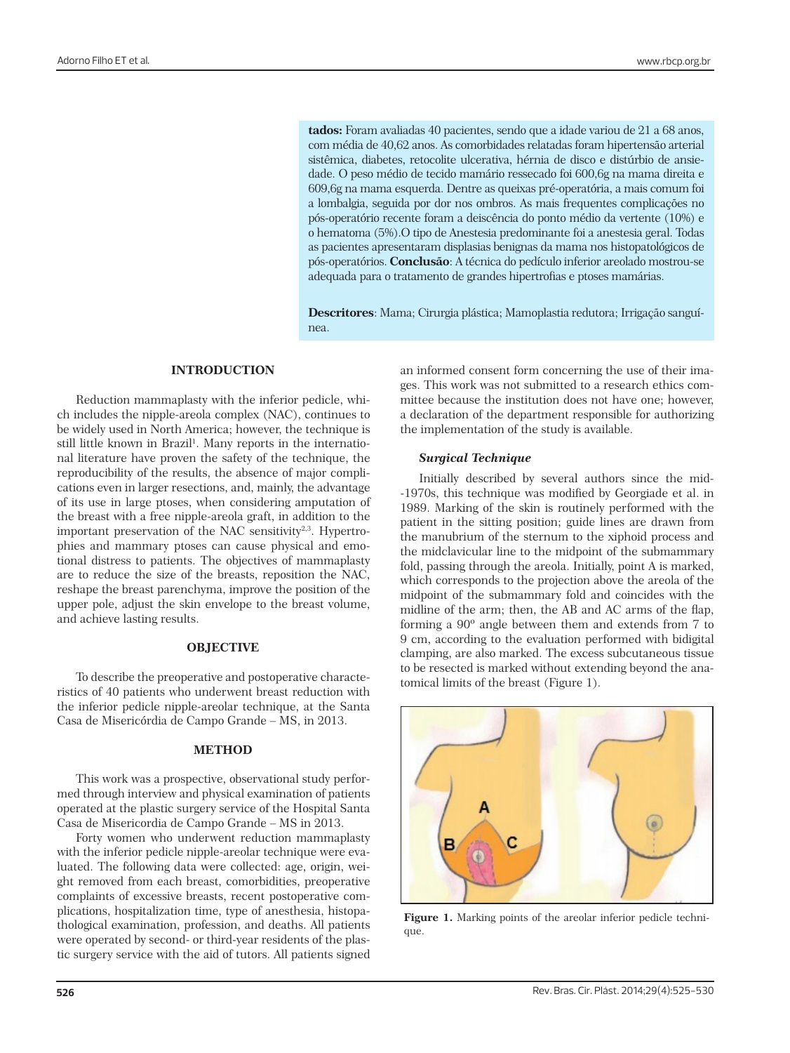**tados:** Foram avaliadas 40 pacientes, sendo que a idade variou de 21 a 68 anos, com média de 40,62 anos. As comorbidades relatadas foram hipertensão arterial sistêmica, diabetes, retocolite ulcerativa, hérnia de disco e distúrbio de ansiedade. O peso médio de tecido mamário ressecado foi 600,6g na mama direita e 609,6g na mama esquerda. Dentre as queixas pré-operatória, a mais comum foi a lombalgia, seguida por dor nos ombros. As mais frequentes complicações no pós-operatório recente foram a deiscência do ponto médio da vertente (10%) e o hematoma (5%).O tipo de Anestesia predominante foi a anestesia geral. Todas as pacientes apresentaram displasias benignas da mama nos histopatológicos de pós-operatórios. **Conclusão**: A técnica do pedículo inferior areolado mostrou-se adequada para o tratamento de grandes hipertrofias e ptoses mamárias.

**Descritores**: Mama; Cirurgia plástica; Mamoplastia redutora; Irrigação sanguínea.

## INTRODUCTION

Reduction mammaplasty with the inferior pedicle, which includes the nipple-areola complex (NAC), continues to be widely used in North America; however, the technique is still little known in Brazil[1]. Many reports in the international literature have proven the safety of the technique, the reproducibility of the results, the absence of major complications even in larger resections, and, mainly, the advantage of its use in large ptoses, when considering amputation of the breast with a free nipple-areola graft, in addition to the important preservation of the NAC sensitivity[2,3]. Hypertrophies and mammary ptoses can cause physical and emotional distress to patients. The objectives of mammaplasty are to reduce the size of the breasts, reposition the NAC, reshape the breast parenchyma, improve the position of the upper pole, adjust the skin envelope to the breast volume, and achieve lasting results.

## OBJECTIVE

To describe the preoperative and postoperative characteristics of 40 patients who underwent breast reduction with the inferior pedicle nipple-areolar technique, at the Santa Casa de Misericórdia de Campo Grande – MS, in 2013.

## METHOD

This work was a prospective, observational study performed through interview and physical examination of patients operated at the plastic surgery service of the Hospital Santa Casa de Misericordia de Campo Grande – MS in 2013.

Forty women who underwent reduction mammaplasty with the inferior pedicle nipple-areolar technique were evaluated. The following data were collected: age, origin, weight removed from each breast, comorbidities, preoperative complaints of excessive breasts, recent postoperative complications, hospitalization time, type of anesthesia, histopathological examination, profession, and deaths. All patients were operated by second- or third-year residents of the plastic surgery service with the aid of tutors. All patients signed an informed consent form concerning the use of their images. This work was not submitted to a research ethics committee because the institution does not have one; however, a declaration of the department responsible for authorizing the implementation of the study is available.

### *Surgical Technique*

Initially described by several authors since the mid-1970s, this technique was modified by Georgiade et al. in 1989. Marking of the skin is routinely performed with the patient in the sitting position; guide lines are drawn from the manubrium of the sternum to the xiphoid process and the midclavicular line to the midpoint of the submammary fold, passing through the areola. Initially, point A is marked, which corresponds to the projection above the areola of the midpoint of the submammary fold and coincides with the midline of the arm; then, the AB and AC arms of the flap, forming a 90º angle between them and extends from 7 to 9 cm, according to the evaluation performed with bidigital clamping, are also marked. The excess subcutaneous tissue to be resected is marked without extending beyond the anatomical limits of the breast (Figure 1).

**Figure 1.** Marking points of the areolar inferior pedicle technique.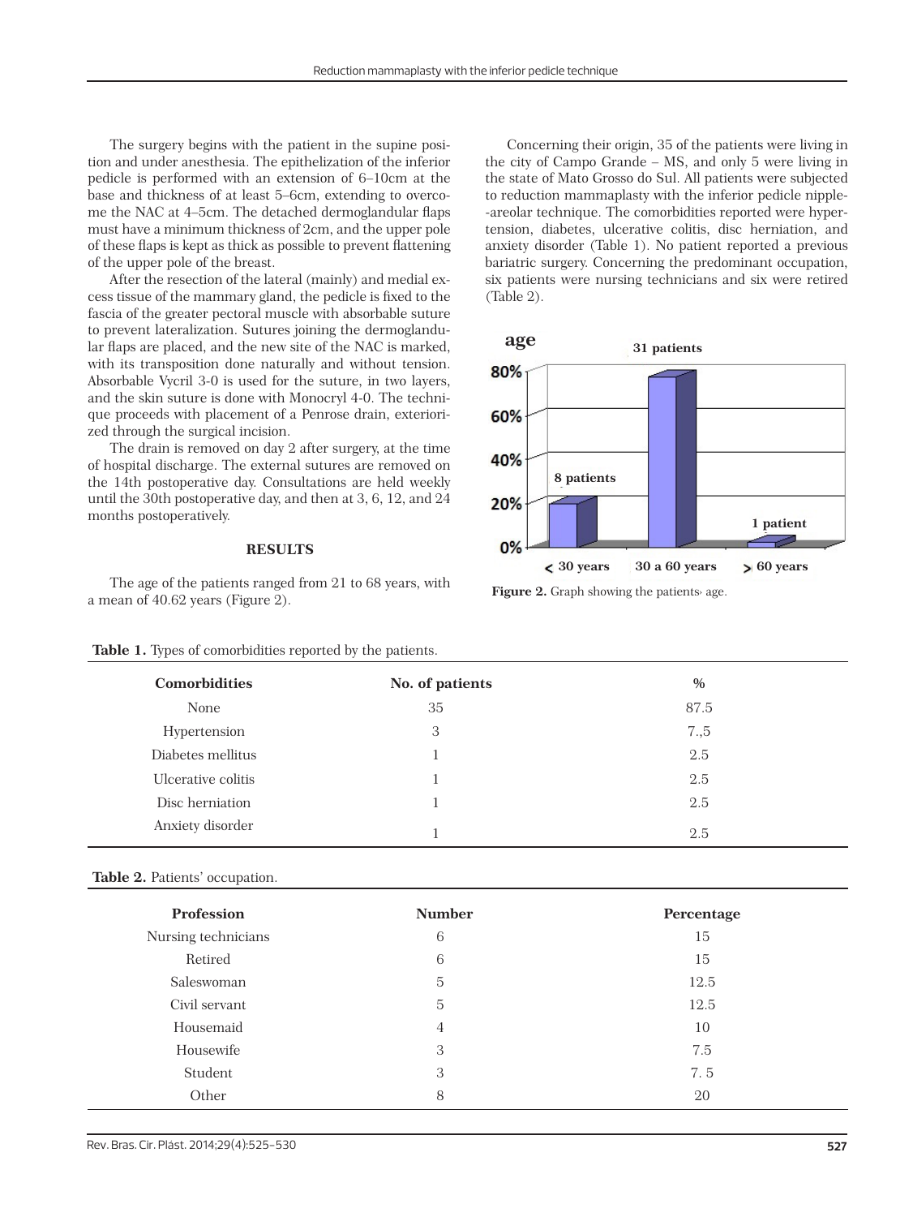The surgery begins with the patient in the supine position and under anesthesia. The epithelization of the inferior pedicle is performed with an extension of 6–10cm at the base and thickness of at least 5–6cm, extending to overcome the NAC at 4–5cm. The detached dermoglandular flaps must have a minimum thickness of 2cm, and the upper pole of these flaps is kept as thick as possible to prevent flattening of the upper pole of the breast.

After the resection of the lateral (mainly) and medial excess tissue of the mammary gland, the pedicle is fixed to the fascia of the greater pectoral muscle with absorbable suture to prevent lateralization. Sutures joining the dermoglandular flaps are placed, and the new site of the NAC is marked, with its transposition done naturally and without tension. Absorbable Vycril 3-0 is used for the suture, in two layers, and the skin suture is done with Monocryl 4-0. The technique proceeds with placement of a Penrose drain, exteriorized through the surgical incision.

The drain is removed on day 2 after surgery, at the time of hospital discharge. The external sutures are removed on the 14th postoperative day. Consultations are held weekly until the 30th postoperative day, and then at 3, 6, 12, and 24 months postoperatively.

## RESULTS

The age of the patients ranged from 21 to 68 years, with a mean of 40.62 years (Figure 2).

Concerning their origin, 35 of the patients were living in the city of Campo Grande – MS, and only 5 were living in the state of Mato Grosso do Sul. All patients were subjected to reduction mammaplasty with the inferior pedicle nipple-areolar technique. The comorbidities reported were hypertension, diabetes, ulcerative colitis, disc herniation, and anxiety disorder (Table 1). No patient reported a previous bariatric surgery. Concerning the predominant occupation, six patients were nursing technicians and six were retired (Table 2).

| age | < 30 years | 30 a 60 years | > 60 years |
|---|---|---|---|
| Patients | 8 patients | 31 patients | 1 patient |

**Figure 2.** Graph showing the patients› age.

**Table 1.** Types of comorbidities reported by the patients.

| Comorbidities | No. of patients | % |
|---|---|---|
| None | 35 | 87.5 |
| Hypertension | 3 | 7.,5 |
| Diabetes mellitus | 1 | 2.5 |
| Ulcerative colitis | 1 | 2.5 |
| Disc herniation | 1 | 2.5 |
| Anxiety disorder | 1 | 2.5 |

**Table 2.** Patients' occupation.

| Profession | Number | Percentage |
|---|---|---|
| Nursing technicians | 6 | 15 |
| Retired | 6 | 15 |
| Saleswoman | 5 | 12.5 |
| Civil servant | 5 | 12.5 |
| Housemaid | 4 | 10 |
| Housewife | 3 | 7.5 |
| Student | 3 | 7. 5 |
| Other | 8 | 20 |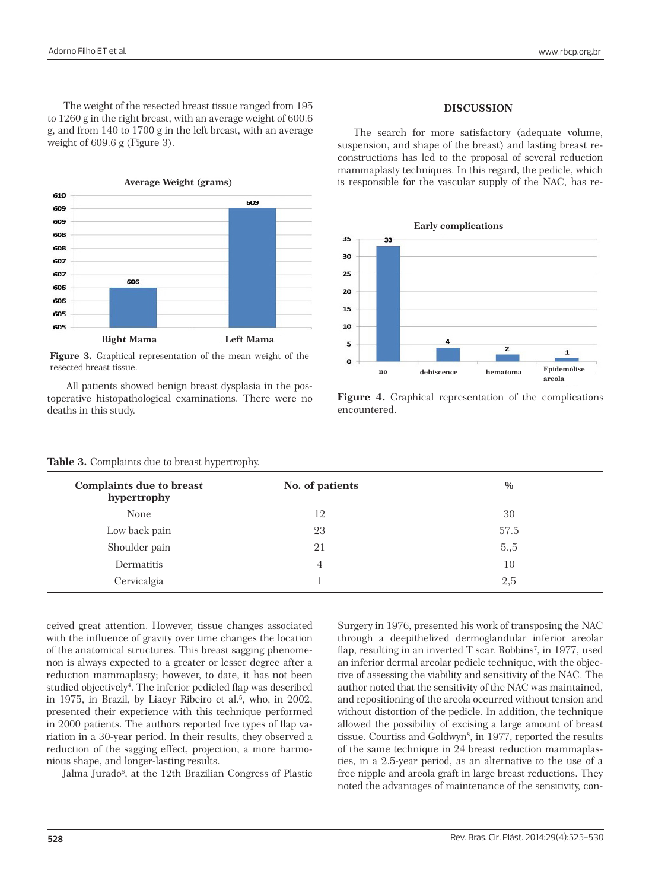The weight of the resected breast tissue ranged from 195 to 1260 g in the right breast, with an average weight of 600.6 g, and from 140 to 1700 g in the left breast, with an average weight of 609.6 g (Figure 3).

**Figure 3.** Graphical representation of the mean weight of the resected breast tissue.

All patients showed benign breast dysplasia in the postoperative histopathological examinations. There were no deaths in this study.

**Table 3.** Complaints due to breast hypertrophy.

| Complaints due to breast hypertrophy | No. of patients | % |
|---|---|---|
| None | 12 | 30 |
| Low back pain | 23 | 57.5 |
| Shoulder pain | 21 | 5.,5 |
| Dermatitis | 4 | 10 |
| Cervicalgia | 1 | 2,5 |

## DISCUSSION

The search for more satisfactory (adequate volume, suspension, and shape of the breast) and lasting breast reconstructions has led to the proposal of several reduction mammaplasty techniques. In this regard, the pedicle, which is responsible for the vascular supply of the NAC, has received great attention. However, tissue changes associated with the influence of gravity over time changes the location of the anatomical structures. This breast sagging phenomenon is always expected to a greater or lesser degree after a reduction mammaplasty; however, to date, it has not been studied objectively[4]. The inferior pedicled flap was described in 1975, in Brazil, by Liacyr Ribeiro et al.[5], who, in 2002, presented their experience with this technique performed in 2000 patients. The authors reported five types of flap variation in a 30-year period. In their results, they observed a reduction of the sagging effect, projection, a more harmonious shape, and longer-lasting results.

**Figure 4.** Graphical representation of the complications encountered.

Jalma Jurado[6], at the 12th Brazilian Congress of Plastic Surgery in 1976, presented his work of transposing the NAC through a deepithelized dermoglandular inferior areolar flap, resulting in an inverted T scar. Robbins[7], in 1977, used an inferior dermal areolar pedicle technique, with the objective of assessing the viability and sensitivity of the NAC. The author noted that the sensitivity of the NAC was maintained, and repositioning of the areola occurred without tension and without distortion of the pedicle. In addition, the technique allowed the possibility of excising a large amount of breast tissue. Courtiss and Goldwyn[8], in 1977, reported the results of the same technique in 24 breast reduction mammaplasties, in a 2.5-year period, as an alternative to the use of a free nipple and areola graft in large breast reductions. They noted the advantages of maintenance of the sensitivity, con-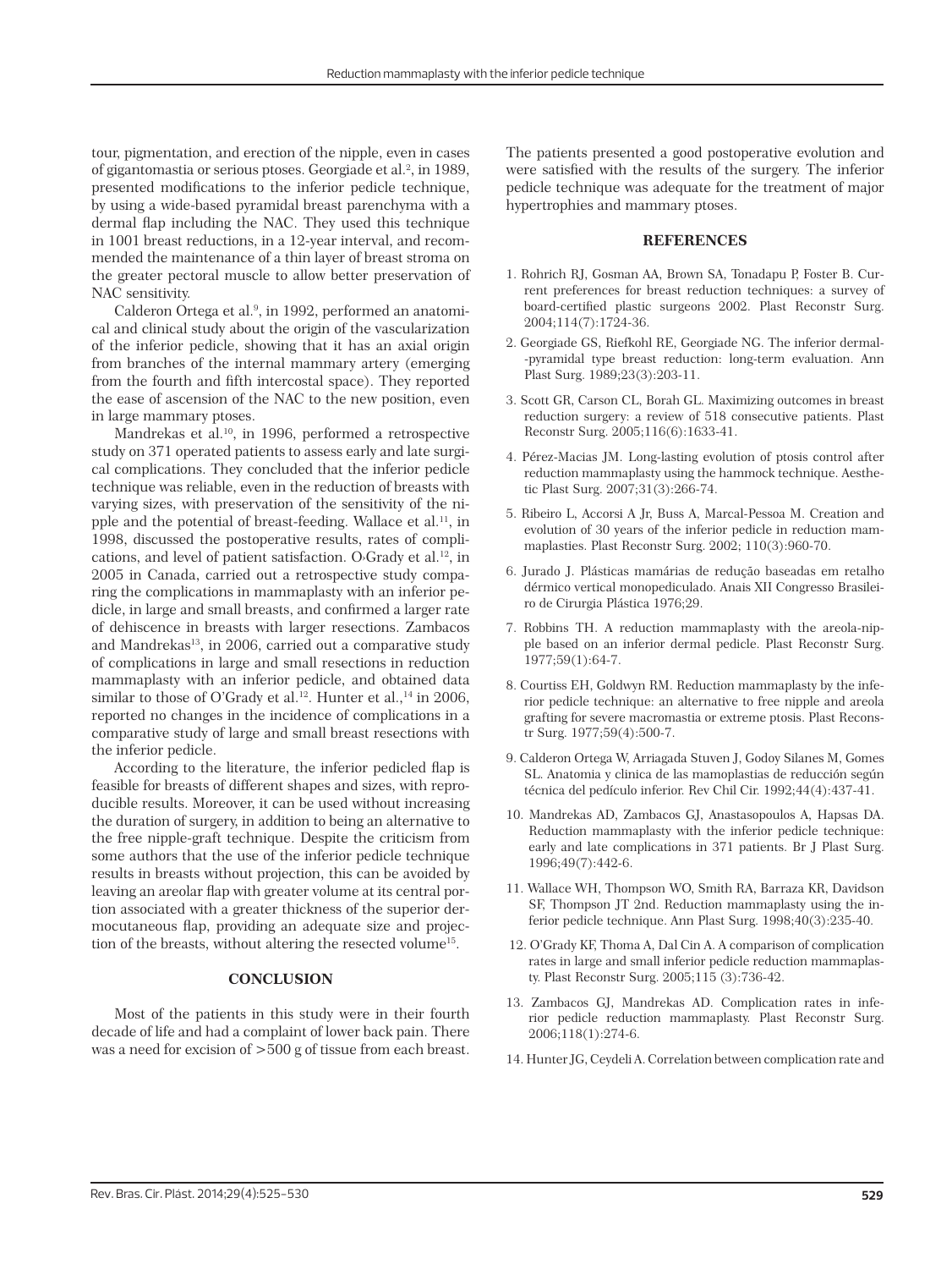tour, pigmentation, and erection of the nipple, even in cases of gigantomastia or serious ptoses. Georgiade et al.[2], in 1989, presented modifications to the inferior pedicle technique, by using a wide-based pyramidal breast parenchyma with a dermal flap including the NAC. They used this technique in 1001 breast reductions, in a 12-year interval, and recommended the maintenance of a thin layer of breast stroma on the greater pectoral muscle to allow better preservation of NAC sensitivity.

Calderon Ortega et al.[9], in 1992, performed an anatomical and clinical study about the origin of the vascularization of the inferior pedicle, showing that it has an axial origin from branches of the internal mammary artery (emerging from the fourth and fifth intercostal space). They reported the ease of ascension of the NAC to the new position, even in large mammary ptoses.

Mandrekas et al.[10], in 1996, performed a retrospective study on 371 operated patients to assess early and late surgical complications. They concluded that the inferior pedicle technique was reliable, even in the reduction of breasts with varying sizes, with preservation of the sensitivity of the nipple and the potential of breast-feeding. Wallace et al.[11], in 1998, discussed the postoperative results, rates of complications, and level of patient satisfaction. O›Grady et al.[12], in 2005 in Canada, carried out a retrospective study comparing the complications in mammaplasty with an inferior pedicle, in large and small breasts, and confirmed a larger rate of dehiscence in breasts with larger resections. Zambacos and Mandrekas[13], in 2006, carried out a comparative study of complications in large and small resections in reduction mammaplasty with an inferior pedicle, and obtained data similar to those of O'Grady et al.[12]. Hunter et al.,[14] in 2006, reported no changes in the incidence of complications in a comparative study of large and small breast resections with the inferior pedicle.

According to the literature, the inferior pedicled flap is feasible for breasts of different shapes and sizes, with reproducible results. Moreover, it can be used without increasing the duration of surgery, in addition to being an alternative to the free nipple-graft technique. Despite the criticism from some authors that the use of the inferior pedicle technique results in breasts without projection, this can be avoided by leaving an areolar flap with greater volume at its central portion associated with a greater thickness of the superior dermocutaneous flap, providing an adequate size and projection of the breasts, without altering the resected volume[15].

## CONCLUSION

Most of the patients in this study were in their fourth decade of life and had a complaint of lower back pain. There was a need for excision of >500 g of tissue from each breast. The patients presented a good postoperative evolution and were satisfied with the results of the surgery. The inferior pedicle technique was adequate for the treatment of major hypertrophies and mammary ptoses.

## REFERENCES

1. Rohrich RJ, Gosman AA, Brown SA, Tonadapu P, Foster B. Current preferences for breast reduction techniques: a survey of board-certified plastic surgeons 2002. Plast Reconstr Surg. 2004;114(7):1724-36.
2. Georgiade GS, Riefkohl RE, Georgiade NG. The inferior dermal--pyramidal type breast reduction: long-term evaluation. Ann Plast Surg. 1989;23(3):203-11.
3. Scott GR, Carson CL, Borah GL. Maximizing outcomes in breast reduction surgery: a review of 518 consecutive patients. Plast Reconstr Surg. 2005;116(6):1633-41.
4. Pérez-Macias JM. Long-lasting evolution of ptosis control after reduction mammaplasty using the hammock technique. Aesthetic Plast Surg. 2007;31(3):266-74.
5. Ribeiro L, Accorsi A Jr, Buss A, Marcal-Pessoa M. Creation and evolution of 30 years of the inferior pedicle in reduction mammaplasties. Plast Reconstr Surg. 2002; 110(3):960-70.
6. Jurado J. Plásticas mamárias de redução baseadas em retalho dérmico vertical monopediculado. Anais XII Congresso Brasileiro de Cirurgia Plástica 1976;29.
7. Robbins TH. A reduction mammaplasty with the areola-nipple based on an inferior dermal pedicle. Plast Reconstr Surg. 1977;59(1):64-7.
8. Courtiss EH, Goldwyn RM. Reduction mammaplasty by the inferior pedicle technique: an alternative to free nipple and areola grafting for severe macromastia or extreme ptosis. Plast Reconstr Surg. 1977;59(4):500-7.
9. Calderon Ortega W, Arriagada Stuven J, Godoy Silanes M, Gomes SL. Anatomia y clinica de las mamoplastias de reducción según técnica del pedículo inferior. Rev Chil Cir. 1992;44(4):437-41.
10. Mandrekas AD, Zambacos GJ, Anastasopoulos A, Hapsas DA. Reduction mammaplasty with the inferior pedicle technique: early and late complications in 371 patients. Br J Plast Surg. 1996;49(7):442-6.
11. Wallace WH, Thompson WO, Smith RA, Barraza KR, Davidson SF, Thompson JT 2nd. Reduction mammaplasty using the inferior pedicle technique. Ann Plast Surg. 1998;40(3):235-40.
12. O'Grady KF, Thoma A, Dal Cin A. A comparison of complication rates in large and small inferior pedicle reduction mammaplasty. Plast Reconstr Surg. 2005;115 (3):736-42.
13. Zambacos GJ, Mandrekas AD. Complication rates in inferior pedicle reduction mammaplasty. Plast Reconstr Surg. 2006;118(1):274-6.
14. Hunter JG, Ceydeli A. Correlation between complication rate and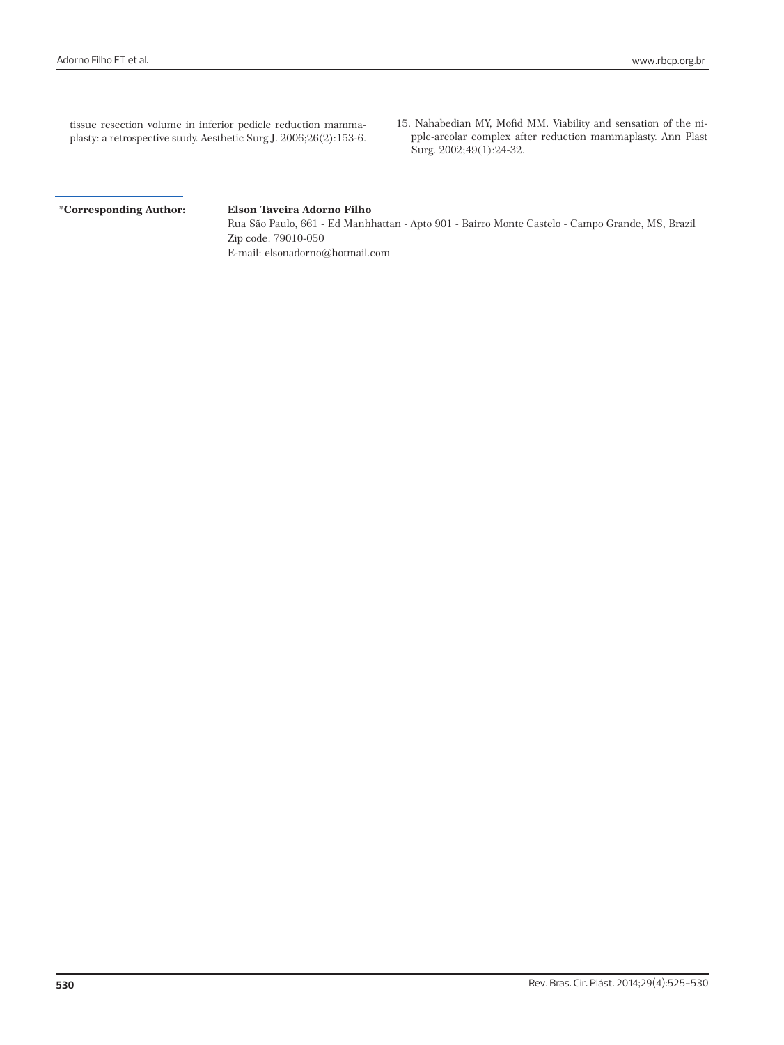tissue resection volume in inferior pedicle reduction mammaplasty: a retrospective study. Aesthetic Surg J. 2006;26(2):153-6.

15. Nahabedian MY, Mofid MM. Viability and sensation of the nipple-areolar complex after reduction mammaplasty. Ann Plast Surg. 2002;49(1):24-32.

**\*Corresponding Author:** **Elson Taveira Adorno Filho**
Rua São Paulo, 661 - Ed Manhhattan - Apto 901 - Bairro Monte Castelo - Campo Grande, MS, Brazil
Zip code: 79010-050
E-mail: elsonadorno@hotmail.com